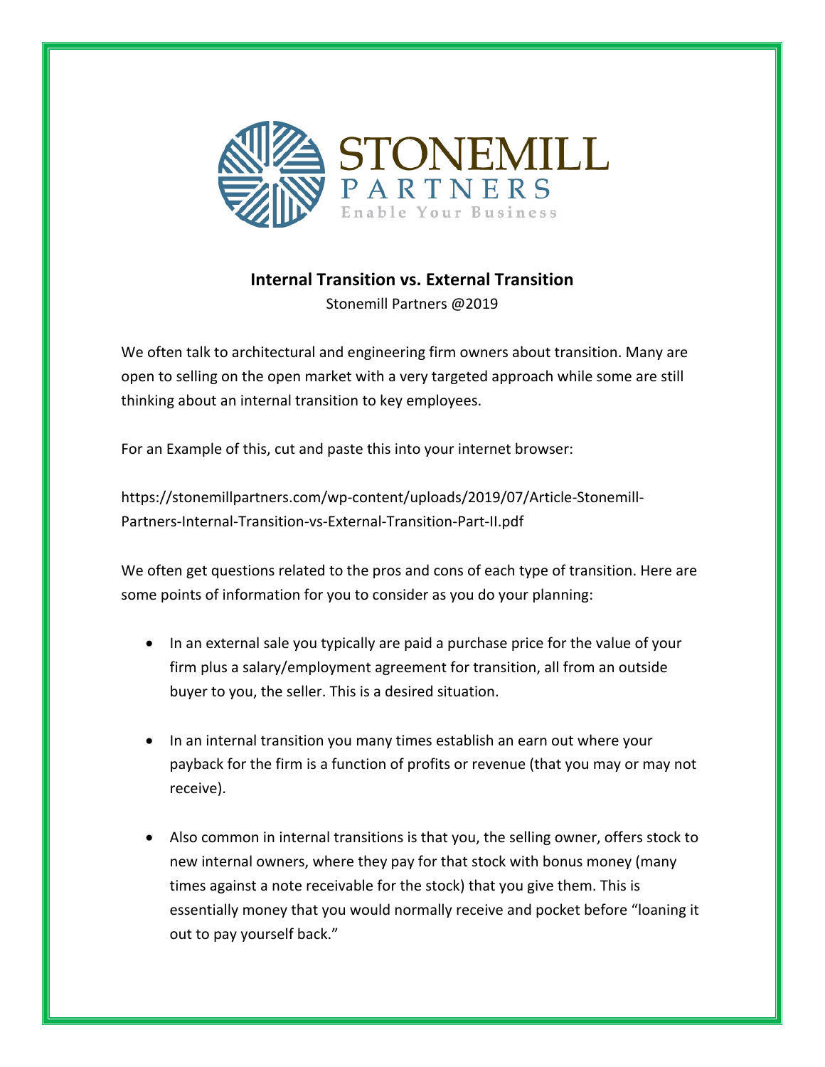STONEMILL
PARTNERS
Enable Your Business

# Internal Transition vs. External Transition

Stonemill Partners @2019

We often talk to architectural and engineering firm owners about transition. Many are open to selling on the open market with a very targeted approach while some are still thinking about an internal transition to key employees.

For an Example of this, cut and paste this into your internet browser:

https://stonemillpartners.com/wp-content/uploads/2019/07/Article-Stonemill-Partners-Internal-Transition-vs-External-Transition-Part-II.pdf

We often get questions related to the pros and cons of each type of transition. Here are some points of information for you to consider as you do your planning:

- In an external sale you typically are paid a purchase price for the value of your firm plus a salary/employment agreement for transition, all from an outside buyer to you, the seller. This is a desired situation.

- In an internal transition you many times establish an earn out where your payback for the firm is a function of profits or revenue (that you may or may not receive).

- Also common in internal transitions is that you, the selling owner, offers stock to new internal owners, where they pay for that stock with bonus money (many times against a note receivable for the stock) that you give them. This is essentially money that you would normally receive and pocket before "loaning it out to pay yourself back."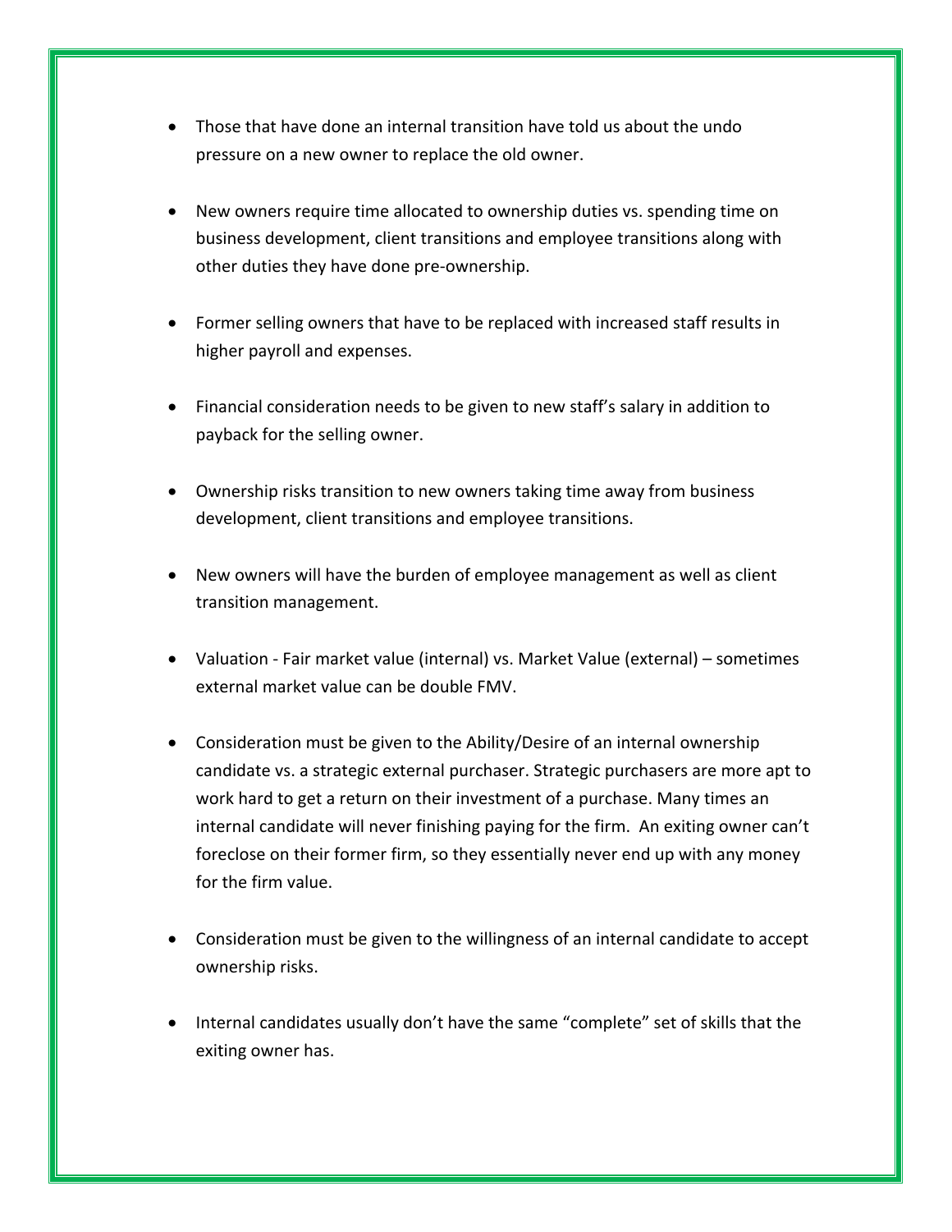- Those that have done an internal transition have told us about the undo pressure on a new owner to replace the old owner.

- New owners require time allocated to ownership duties vs. spending time on business development, client transitions and employee transitions along with other duties they have done pre-ownership.

- Former selling owners that have to be replaced with increased staff results in higher payroll and expenses.

- Financial consideration needs to be given to new staff's salary in addition to payback for the selling owner.

- Ownership risks transition to new owners taking time away from business development, client transitions and employee transitions.

- New owners will have the burden of employee management as well as client transition management.

- Valuation - Fair market value (internal) vs. Market Value (external) – sometimes external market value can be double FMV.

- Consideration must be given to the Ability/Desire of an internal ownership candidate vs. a strategic external purchaser. Strategic purchasers are more apt to work hard to get a return on their investment of a purchase. Many times an internal candidate will never finishing paying for the firm. An exiting owner can't foreclose on their former firm, so they essentially never end up with any money for the firm value.

- Consideration must be given to the willingness of an internal candidate to accept ownership risks.

- Internal candidates usually don't have the same "complete" set of skills that the exiting owner has.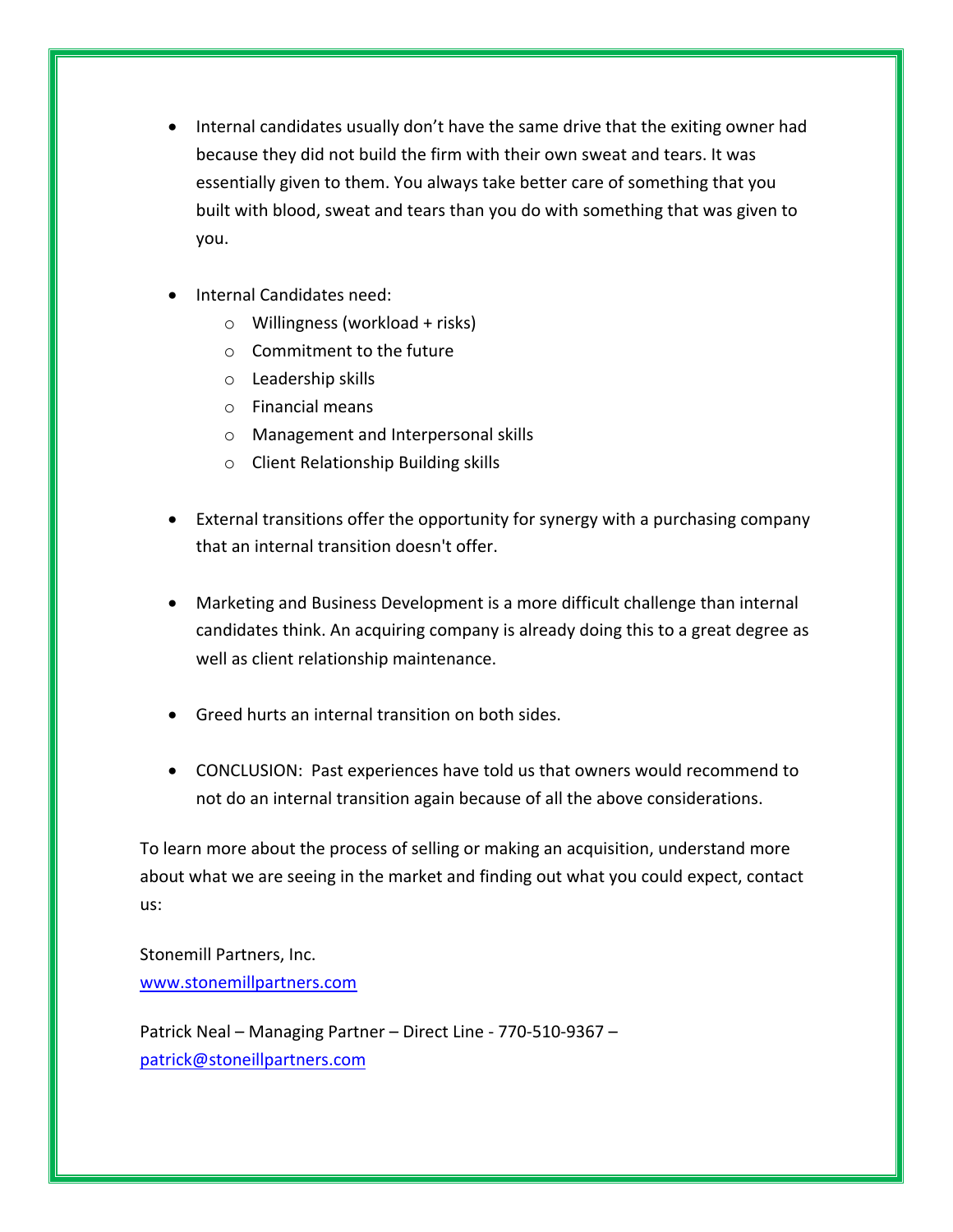- Internal candidates usually don't have the same drive that the exiting owner had because they did not build the firm with their own sweat and tears. It was essentially given to them. You always take better care of something that you built with blood, sweat and tears than you do with something that was given to you.

- Internal Candidates need:
    - Willingness (workload + risks)
    - Commitment to the future
    - Leadership skills
    - Financial means
    - Management and Interpersonal skills
    - Client Relationship Building skills

- External transitions offer the opportunity for synergy with a purchasing company that an internal transition doesn't offer.

- Marketing and Business Development is a more difficult challenge than internal candidates think. An acquiring company is already doing this to a great degree as well as client relationship maintenance.

- Greed hurts an internal transition on both sides.

- CONCLUSION: Past experiences have told us that owners would recommend to not do an internal transition again because of all the above considerations.

To learn more about the process of selling or making an acquisition, understand more about what we are seeing in the market and finding out what you could expect, contact us:

Stonemill Partners, Inc.
[www.stonemillpartners.com](http://www.stonemillpartners.com)

Patrick Neal – Managing Partner – Direct Line - 770-510-9367 –
[patrick@stoneillpartners.com](mailto:patrick@stoneillpartners.com)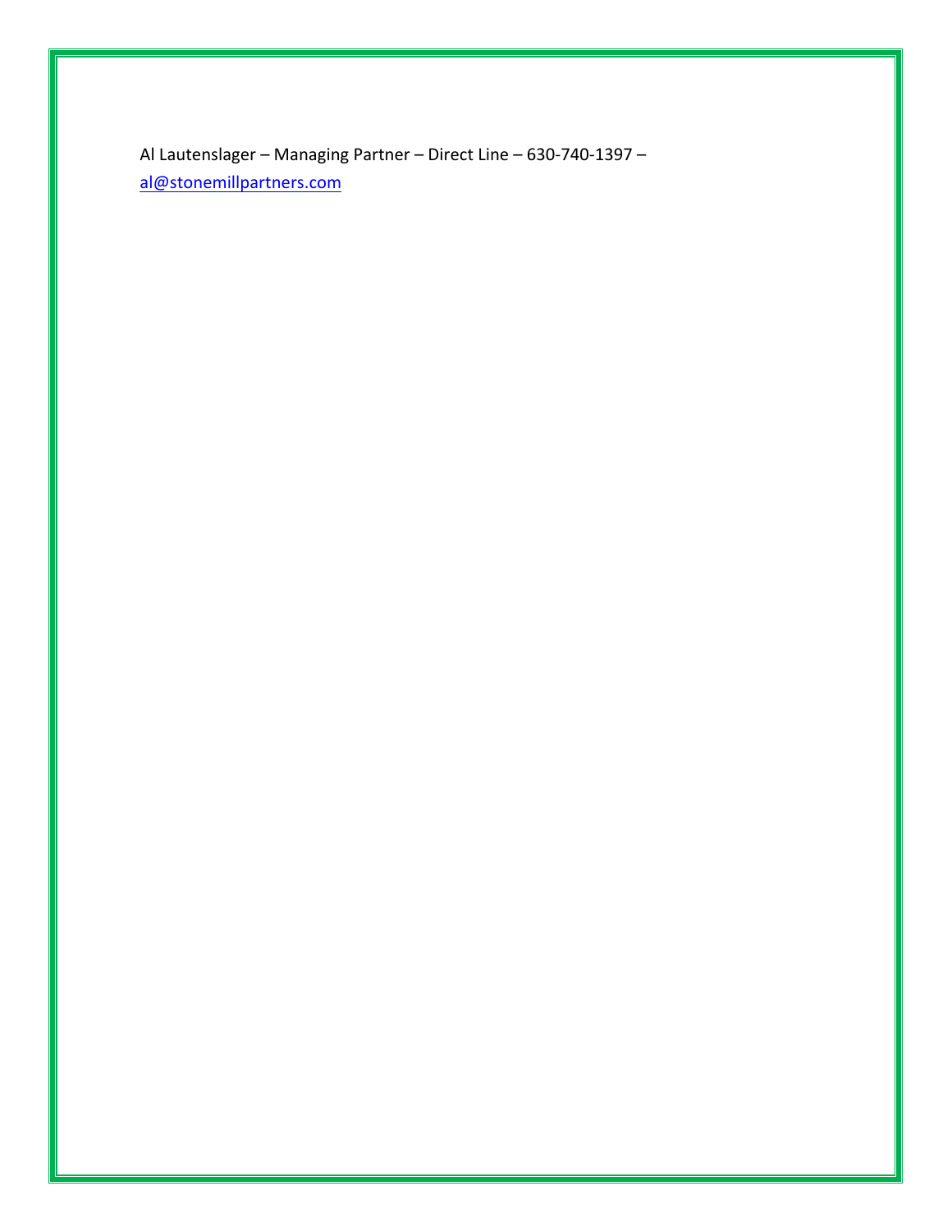Al Lautenslager – Managing Partner – Direct Line – 630-740-1397 – al@stonemillpartners.com